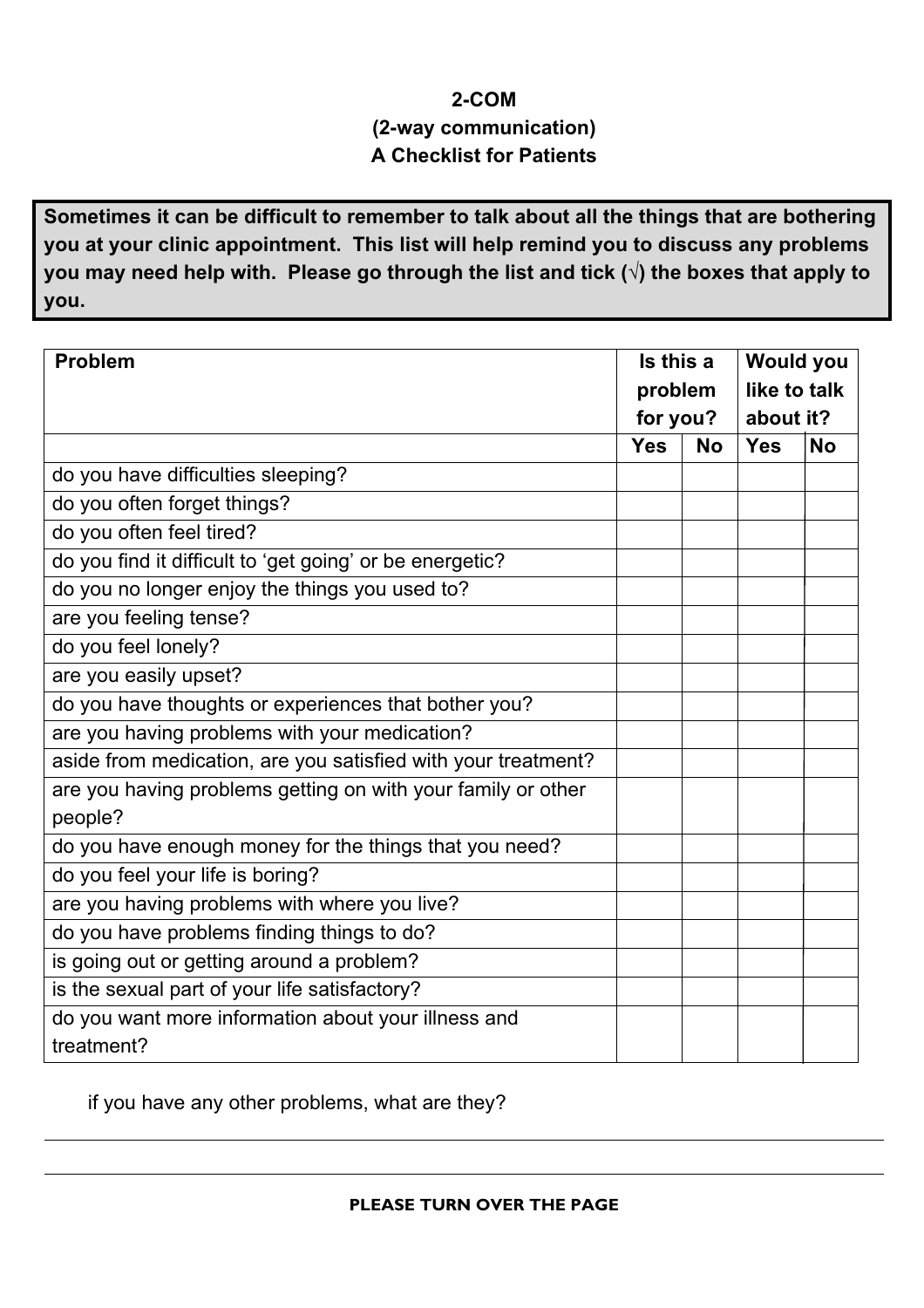**2-COM**
**(2-way communication)**
**A Checklist for Patients**

**Sometimes it can be difficult to remember to talk about all the things that are bothering you at your clinic appointment. This list will help remind you to discuss any problems you may need help with. Please go through the list and tick (√) the boxes that apply to you.**

| Problem | Is this a problem for you? | | Would you like to talk about it? | |
|---|---|---|---|---|
| | Yes | No | Yes | No |
| do you have difficulties sleeping? | | | | |
| do you often forget things? | | | | |
| do you often feel tired? | | | | |
| do you find it difficult to 'get going' or be energetic? | | | | |
| do you no longer enjoy the things you used to? | | | | |
| are you feeling tense? | | | | |
| do you feel lonely? | | | | |
| are you easily upset? | | | | |
| do you have thoughts or experiences that bother you? | | | | |
| are you having problems with your medication? | | | | |
| aside from medication, are you satisfied with your treatment? | | | | |
| are you having problems getting on with your family or other people? | | | | |
| do you have enough money for the things that you need? | | | | |
| do you feel your life is boring? | | | | |
| are you having problems with where you live? | | | | |
| do you have problems finding things to do? | | | | |
| is going out or getting around a problem? | | | | |
| is the sexual part of your life satisfactory? | | | | |
| do you want more information about your illness and treatment? | | | | |

if you have any other problems, what are they?

______________________________________________________________________

______________________________________________________________________

**PLEASE TURN OVER THE PAGE**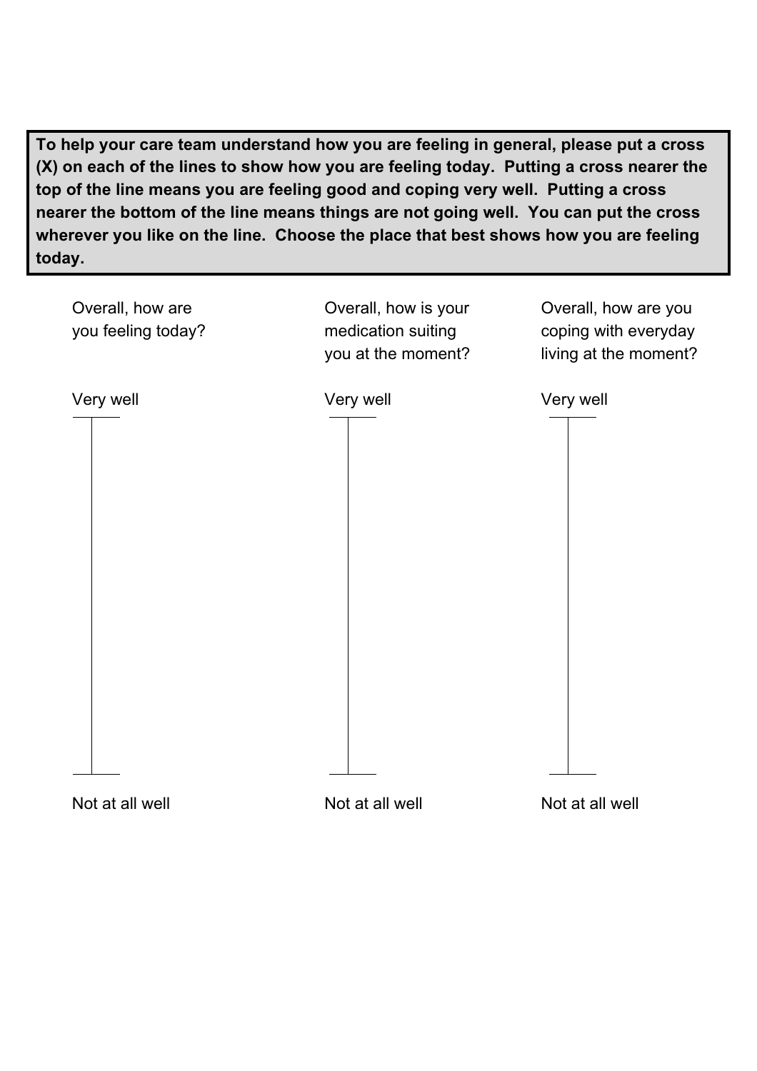**To help your care team understand how you are feeling in general, please put a cross (X) on each of the lines to show how you are feeling today. Putting a cross nearer the top of the line means you are feeling good and coping very well. Putting a cross nearer the bottom of the line means things are not going well. You can put the cross wherever you like on the line. Choose the place that best shows how you are feeling today.**

Overall, how are you feeling today?

Very well

Not at all well

Overall, how is your medication suiting you at the moment?

Very well

Not at all well

Overall, how are you coping with everyday living at the moment?

Very well

Not at all well